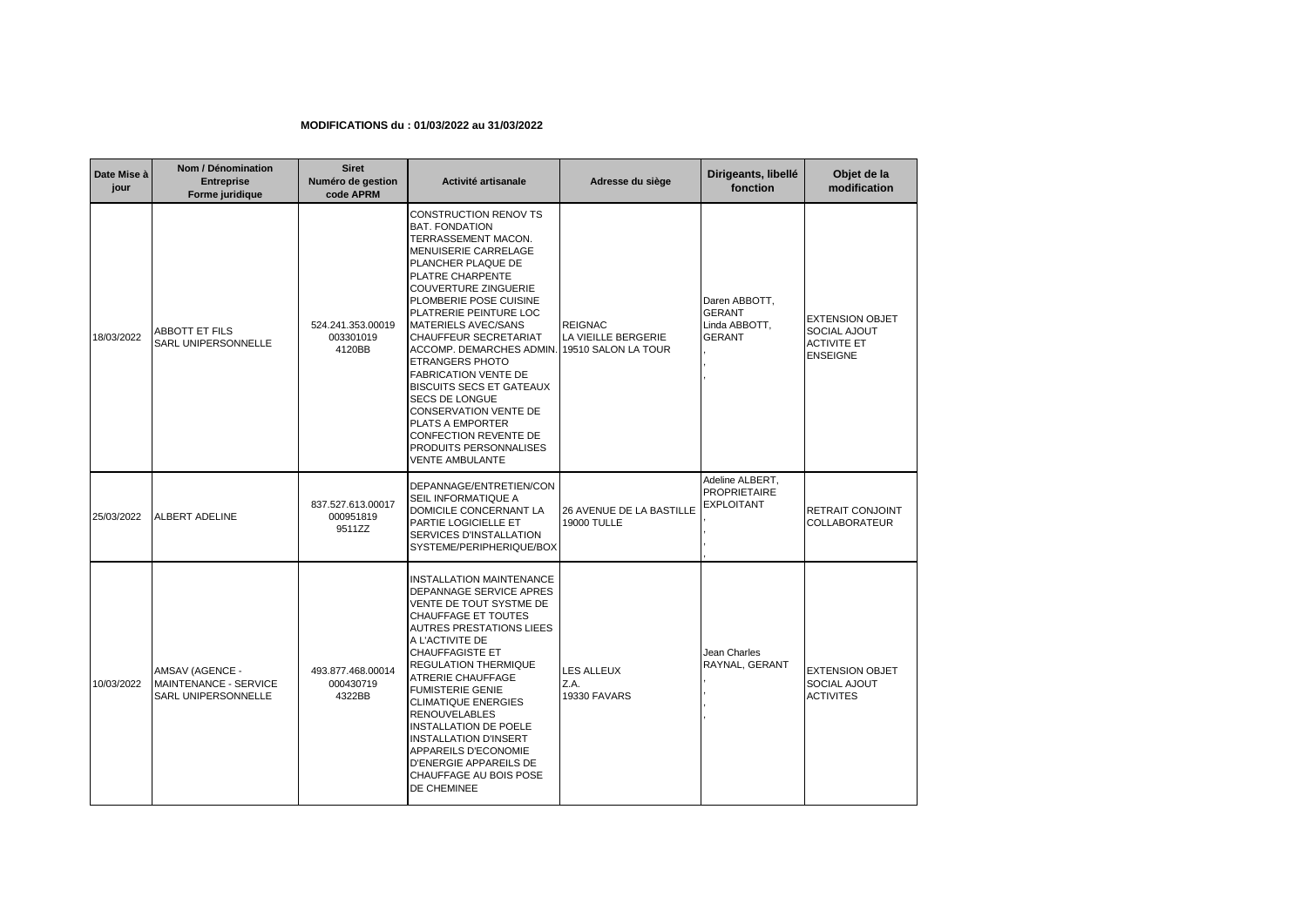**MODIFICATIONS du : 01/03/2022 au 31/03/2022**

| Date Mise à jour | Nom / Dénomination Entreprise Forme juridique | Siret Numéro de gestion code APRM | Activité artisanale | Adresse du siège | Dirigeants, libellé fonction | Objet de la modification |
|---|---|---|---|---|---|---|
| 18/03/2022 | ABBOTT ET FILS SARL UNIPERSONNELLE | 524.241.353.00019 003301019 4120BB | CONSTRUCTION RENOV TS BAT. FONDATION TERRASSEMENT MACON. MENUISERIE CARRELAGE PLANCHER PLAQUE DE PLATRE CHARPENTE COUVERTURE ZINGUERIE PLOMBERIE POSE CUISINE PLATRERIE PEINTURE LOC MATERIELS AVEC/SANS CHAUFFEUR SECRETARIAT ACCOMP. DEMARCHES ADMIN. ETRANGERS PHOTO FABRICATION VENTE DE BISCUITS SECS ET GATEAUX SECS DE LONGUE CONSERVATION VENTE DE PLATS A EMPORTER CONFECTION REVENTE DE PRODUITS PERSONNALISES VENTE AMBULANTE | REIGNAC LA VIEILLE BERGERIE 19510 SALON LA TOUR | Daren ABBOTT, GERANT Linda ABBOTT, GERANT , , | EXTENSION OBJET SOCIAL AJOUT ACTIVITE ET ENSEIGNE |
| 25/03/2022 | ALBERT ADELINE | 837.527.613.00017 000951819 9511ZZ | DEPANNAGE/ENTRETIEN/CONSEIL INFORMATIQUE A DOMICILE CONCERNANT LA PARTIE LOGICIELLE ET SERVICES D'INSTALLATION SYSTEME/PERIPHERIQUE/BOX | 26 AVENUE DE LA BASTILLE 19000 TULLE | Adeline ALBERT, PROPRIETAIRE EXPLOITANT , , , | RETRAIT CONJOINT COLLABORATEUR |
| 10/03/2022 | AMSAV (AGENCE - MAINTENANCE - SERVICE SARL UNIPERSONNELLE | 493.877.468.00014 000430719 4322BB | INSTALLATION MAINTENANCE DEPANNAGE SERVICE APRES VENTE DE TOUT SYSTME DE CHAUFFAGE ET TOUTES AUTRES PRESTATIONS LIEES A L'ACTIVITE DE CHAUFFAGISTE ET REGULATION THERMIQUE ATRERIE CHAUFFAGE FUMISTERIE GENIE CLIMATIQUE ENERGIES RENOUVELABLES INSTALLATION DE POELE INSTALLATION D'INSERT APPAREILS D'ECONOMIE D'ENERGIE APPAREILS DE CHAUFFAGE AU BOIS POSE DE CHEMINEE | LES ALLEUX Z.A. 19330 FAVARS | Jean Charles RAYNAL, GERANT , , , | EXTENSION OBJET SOCIAL AJOUT ACTIVITES |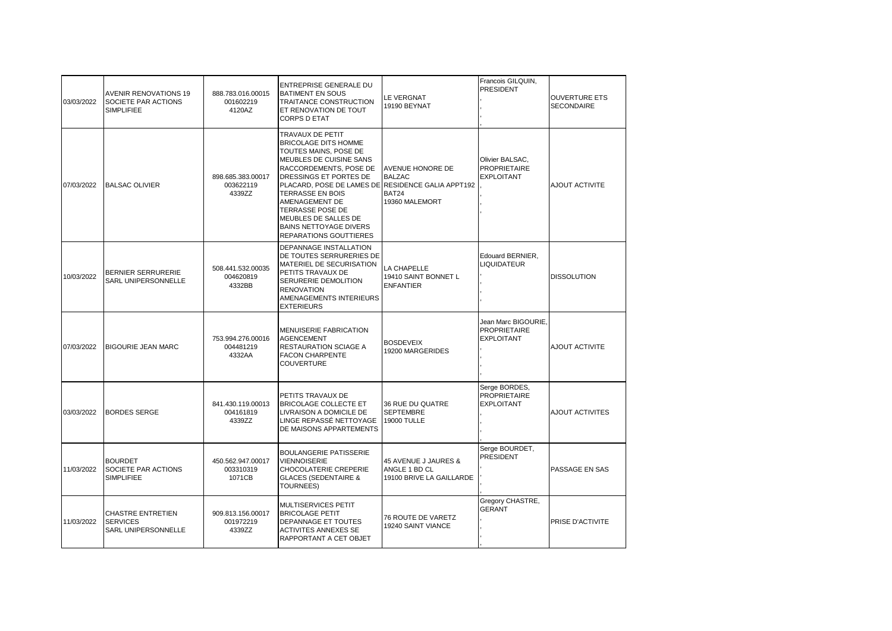| | | | | | | |
|---|---|---|---|---|---|---|
| 03/03/2022 | AVENIR RENOVATIONS 19 SOCIETE PAR ACTIONS SIMPLIFIEE | 888.783.016.00015 001602219 4120AZ | ENTREPRISE GENERALE DU BATIMENT EN SOUS TRAITANCE CONSTRUCTION ET RENOVATION DE TOUT CORPS D ETAT | LE VERGNAT 19190 BEYNAT | Francois GILQUIN, PRESIDENT , , , | OUVERTURE ETS SECONDAIRE |
| 07/03/2022 | BALSAC OLIVIER | 898.685.383.00017 003622119 4339ZZ | TRAVAUX DE PETIT BRICOLAGE DITS HOMME TOUTES MAINS, POSE DE MEUBLES DE CUISINE SANS RACCORDEMENTS, POSE DE DRESSINGS ET PORTES DE PLACARD, POSE DE LAMES DE TERRASSE EN BOIS AMENAGEMENT DE TERRASSE POSE DE MEUBLES DE SALLES DE BAINS NETTOYAGE DIVERS REPARATIONS GOUTTIERES | AVENUE HONORE DE BALZAC RESIDENCE GALIA APPT192 BAT24 19360 MALEMORT | Olivier BALSAC, PROPRIETAIRE EXPLOITANT , , , | AJOUT ACTIVITE |
| 10/03/2022 | BERNIER SERRURERIE SARL UNIPERSONNELLE | 508.441.532.00035 004620819 4332BB | DEPANNAGE INSTALLATION DE TOUTES SERRURERIES DE MATERIEL DE SECURISATION PETITS TRAVAUX DE SERURERIE DEMOLITION RENOVATION AMENAGEMENTS INTERIEURS EXTERIEURS | LA CHAPELLE 19410 SAINT BONNET L ENFANTIER | Edouard BERNIER, LIQUIDATEUR , , , | DISSOLUTION |
| 07/03/2022 | BIGOURIE JEAN MARC | 753.994.276.00016 004481219 4332AA | MENUISERIE FABRICATION AGENCEMENT RESTAURATION SCIAGE A FACON CHARPENTE COUVERTURE | BOSDEVEIX 19200 MARGERIDES | Jean Marc BIGOURIE, PROPRIETAIRE EXPLOITANT , , , | AJOUT ACTIVITE |
| 03/03/2022 | BORDES SERGE | 841.430.119.00013 004161819 4339ZZ | PETITS TRAVAUX DE BRICOLAGE COLLECTE ET LIVRAISON A DOMICILE DE LINGE REPASSÉ NETTOYAGE DE MAISONS APPARTEMENTS | 36 RUE DU QUATRE SEPTEMBRE 19000 TULLE | Serge BORDES, PROPRIETAIRE EXPLOITANT , , , | AJOUT ACTIVITES |
| 11/03/2022 | BOURDET SOCIETE PAR ACTIONS SIMPLIFIEE | 450.562.947.00017 003310319 1071CB | BOULANGERIE PATISSERIE VIENNOISERIE CHOCOLATERIE CREPERIE GLACES (SEDENTAIRE & TOURNEES) | 45 AVENUE J JAURES & ANGLE 1 BD CL 19100 BRIVE LA GAILLARDE | Serge BOURDET, PRESIDENT , , , | PASSAGE EN SAS |
| 11/03/2022 | CHASTRE ENTRETIEN SERVICES SARL UNIPERSONNELLE | 909.813.156.00017 001972219 4339ZZ | MULTISERVICES PETIT BRICOLAGE PETIT DEPANNAGE ET TOUTES ACTIVITES ANNEXES SE RAPPORTANT A CET OBJET | 76 ROUTE DE VARETZ 19240 SAINT VIANCE | Gregory CHASTRE, GERANT , , , | PRISE D'ACTIVITE |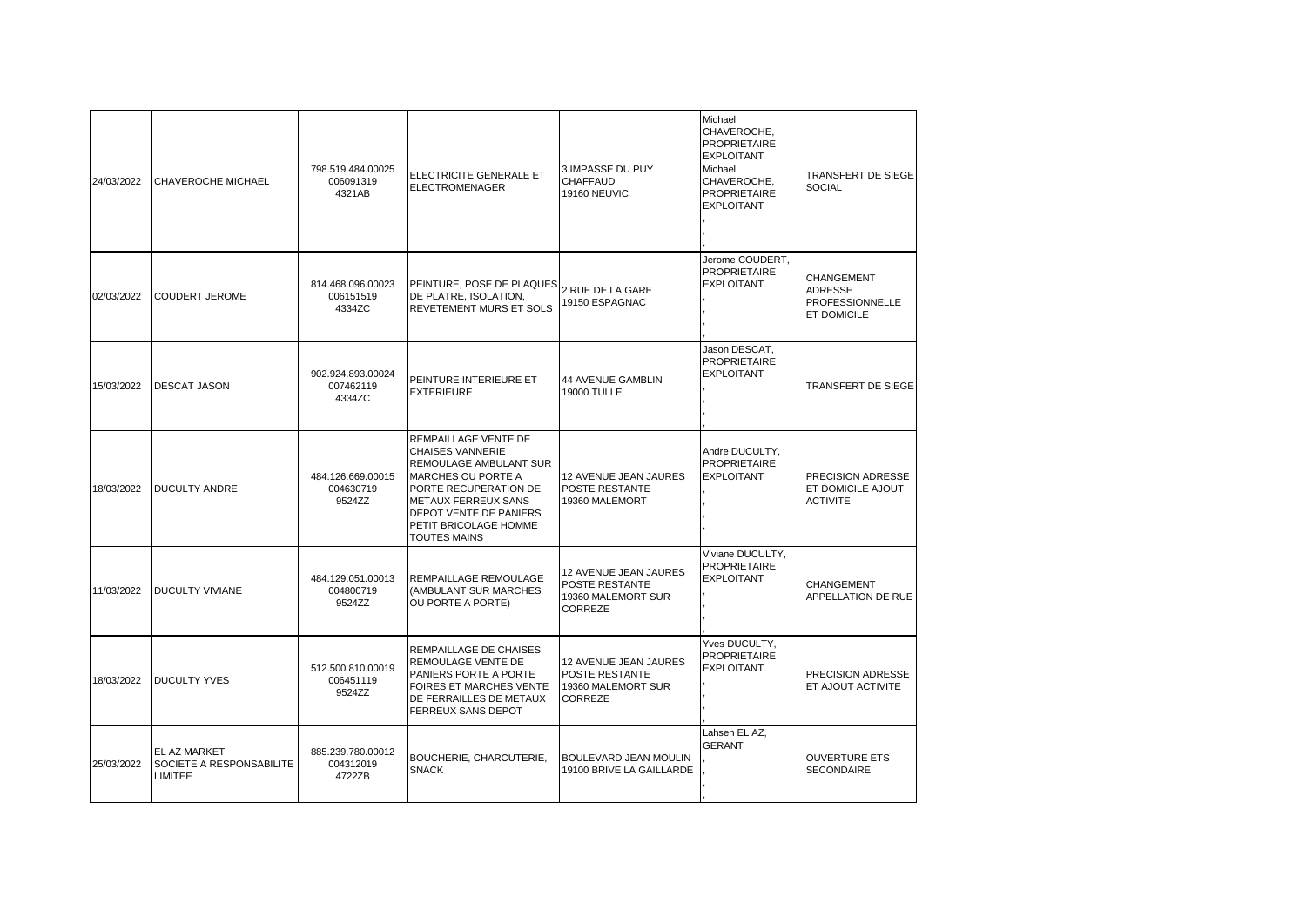| | | | | | | |
|---|---|---|---|---|---|---|
| 24/03/2022 | CHAVEROCHE MICHAEL | 798.519.484.00025 006091319 4321AB | ELECTRICITE GENERALE ET ELECTROMENAGER | 3 IMPASSE DU PUY CHAFFAUD 19160 NEUVIC | Michael CHAVEROCHE, PROPRIETAIRE EXPLOITANT Michael CHAVEROCHE, PROPRIETAIRE EXPLOITANT , , | TRANSFERT DE SIEGE SOCIAL |
| 02/03/2022 | COUDERT JEROME | 814.468.096.00023 006151519 4334ZC | PEINTURE, POSE DE PLAQUES DE PLATRE, ISOLATION, REVETEMENT MURS ET SOLS | 2 RUE DE LA GARE 19150 ESPAGNAC | Jerome COUDERT, PROPRIETAIRE EXPLOITANT , , , | CHANGEMENT ADRESSE PROFESSIONNELLE ET DOMICILE |
| 15/03/2022 | DESCAT JASON | 902.924.893.00024 007462119 4334ZC | PEINTURE INTERIEURE ET EXTERIEURE | 44 AVENUE GAMBLIN 19000 TULLE | Jason DESCAT, PROPRIETAIRE EXPLOITANT , , , | TRANSFERT DE SIEGE |
| 18/03/2022 | DUCULTY ANDRE | 484.126.669.00015 004630719 9524ZZ | REMPAILLAGE VENTE DE CHAISES VANNERIE REMOULAGE AMBULANT SUR MARCHES OU PORTE A PORTE RECUPERATION DE METAUX FERREUX SANS DEPOT VENTE DE PANIERS PETIT BRICOLAGE HOMME TOUTES MAINS | 12 AVENUE JEAN JAURES POSTE RESTANTE 19360 MALEMORT | Andre DUCULTY, PROPRIETAIRE EXPLOITANT , , , | PRECISION ADRESSE ET DOMICILE AJOUT ACTIVITE |
| 11/03/2022 | DUCULTY VIVIANE | 484.129.051.00013 004800719 9524ZZ | REMPAILLAGE REMOULAGE (AMBULANT SUR MARCHES OU PORTE A PORTE) | 12 AVENUE JEAN JAURES POSTE RESTANTE 19360 MALEMORT SUR CORREZE | Viviane DUCULTY, PROPRIETAIRE EXPLOITANT , , , | CHANGEMENT APPELLATION DE RUE |
| 18/03/2022 | DUCULTY YVES | 512.500.810.00019 006451119 9524ZZ | REMPAILLAGE DE CHAISES REMOULAGE VENTE DE PANIERS PORTE A PORTE FOIRES ET MARCHES VENTE DE FERRAILLES DE METAUX FERREUX SANS DEPOT | 12 AVENUE JEAN JAURES POSTE RESTANTE 19360 MALEMORT SUR CORREZE | Yves DUCULTY, PROPRIETAIRE EXPLOITANT , , , | PRECISION ADRESSE ET AJOUT ACTIVITE |
| 25/03/2022 | EL AZ MARKET SOCIETE A RESPONSABILITE LIMITEE | 885.239.780.00012 004312019 4722ZB | BOUCHERIE, CHARCUTERIE, SNACK | BOULEVARD JEAN MOULIN 19100 BRIVE LA GAILLARDE | Lahsen EL AZ, GERANT , , , | OUVERTURE ETS SECONDAIRE |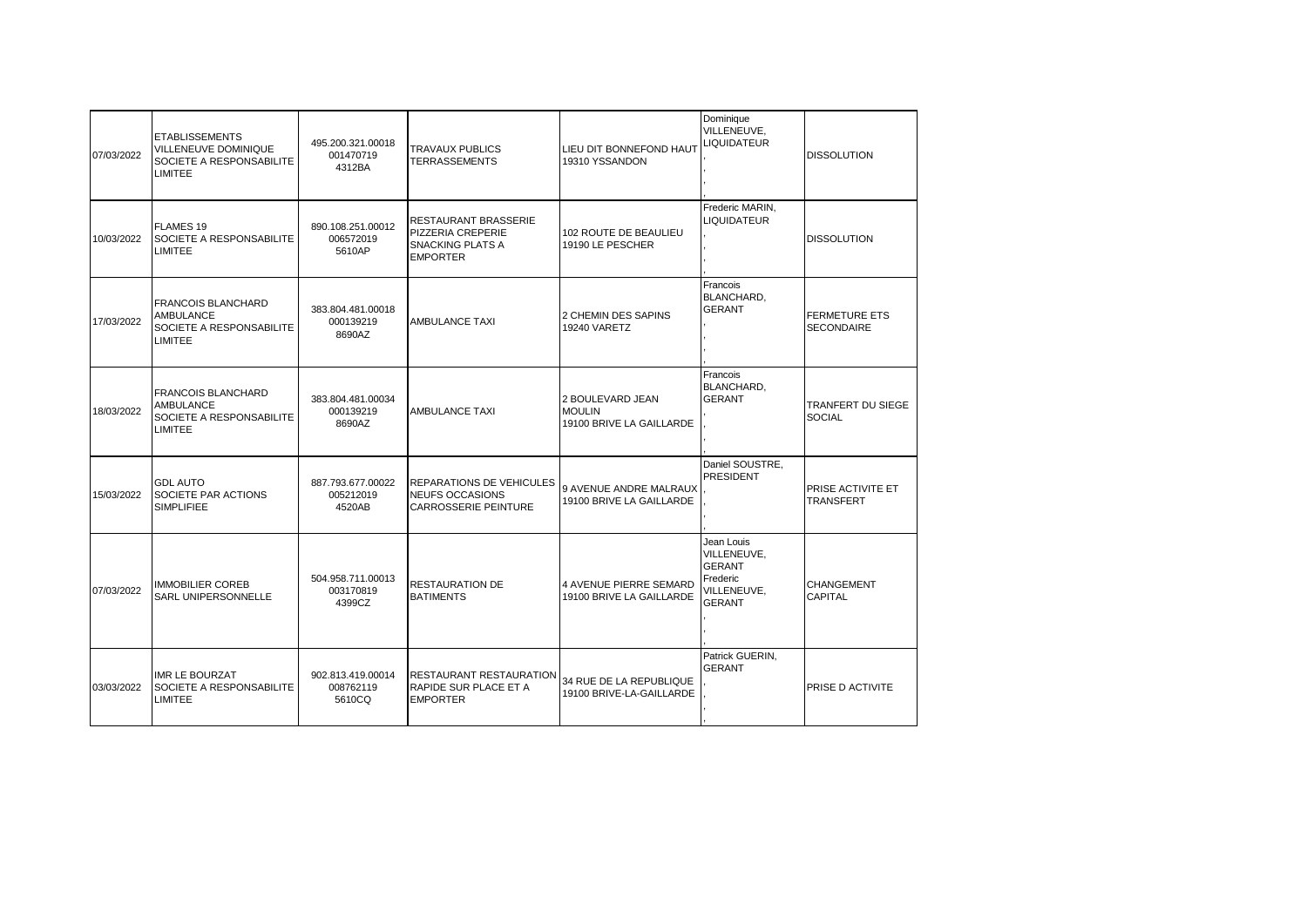| | | | | | | |
|---|---|---|---|---|---|---|
| 07/03/2022 | ETABLISSEMENTS VILLENEUVE DOMINIQUE SOCIETE A RESPONSABILITE LIMITEE | 495.200.321.00018 001470719 4312BA | TRAVAUX PUBLICS TERRASSEMENTS | LIEU DIT BONNEFOND HAUT 19310 YSSANDON | Dominique VILLENEUVE, LIQUIDATEUR , , , | DISSOLUTION |
| 10/03/2022 | FLAMES 19 SOCIETE A RESPONSABILITE LIMITEE | 890.108.251.00012 006572019 5610AP | RESTAURANT BRASSERIE PIZZERIA CREPERIE SNACKING PLATS A EMPORTER | 102 ROUTE DE BEAULIEU 19190 LE PESCHER | Frederic MARIN, LIQUIDATEUR , , , | DISSOLUTION |
| 17/03/2022 | FRANCOIS BLANCHARD AMBULANCE SOCIETE A RESPONSABILITE LIMITEE | 383.804.481.00018 000139219 8690AZ | AMBULANCE TAXI | 2 CHEMIN DES SAPINS 19240 VARETZ | Francois BLANCHARD, GERANT , , , | FERMETURE ETS SECONDAIRE |
| 18/03/2022 | FRANCOIS BLANCHARD AMBULANCE SOCIETE A RESPONSABILITE LIMITEE | 383.804.481.00034 000139219 8690AZ | AMBULANCE TAXI | 2 BOULEVARD JEAN MOULIN 19100 BRIVE LA GAILLARDE | Francois BLANCHARD, GERANT , , , | TRANFERT DU SIEGE SOCIAL |
| 15/03/2022 | GDL AUTO SOCIETE PAR ACTIONS SIMPLIFIEE | 887.793.677.00022 005212019 4520AB | REPARATIONS DE VEHICULES NEUFS OCCASIONS CARROSSERIE PEINTURE | 9 AVENUE ANDRE MALRAUX 19100 BRIVE LA GAILLARDE | Daniel SOUSTRE, PRESIDENT , , , | PRISE ACTIVITE ET TRANSFERT |
| 07/03/2022 | IMMOBILIER COREB SARL UNIPERSONNELLE | 504.958.711.00013 003170819 4399CZ | RESTAURATION DE BATIMENTS | 4 AVENUE PIERRE SEMARD 19100 BRIVE LA GAILLARDE | Jean Louis VILLENEUVE, GERANT Frederic VILLENEUVE, GERANT , , | CHANGEMENT CAPITAL |
| 03/03/2022 | IMR LE BOURZAT SOCIETE A RESPONSABILITE LIMITEE | 902.813.419.00014 008762119 5610CQ | RESTAURANT RESTAURATION RAPIDE SUR PLACE ET A EMPORTER | 34 RUE DE LA REPUBLIQUE 19100 BRIVE-LA-GAILLARDE | Patrick GUERIN, GERANT , , , | PRISE D ACTIVITE |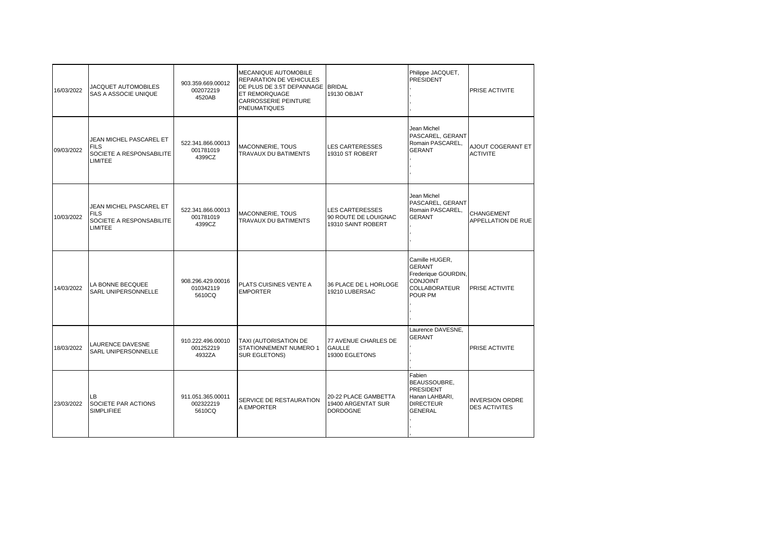| | | | | | | |
|---|---|---|---|---|---|---|
| 16/03/2022 | JACQUET AUTOMOBILES SAS A ASSOCIE UNIQUE | 903.359.669.00012 002072219 4520AB | MECANIQUE AUTOMOBILE REPARATION DE VEHICULES DE PLUS DE 3.5T DEPANNAGE ET REMORQUAGE CARROSSERIE PEINTURE PNEUMATIQUES | BRIDAL 19130 OBJAT | Philippe JACQUET, PRESIDENT , , , | PRISE ACTIVITE |
| 09/03/2022 | JEAN MICHEL PASCAREL ET FILS SOCIETE A RESPONSABILITE LIMITEE | 522.341.866.00013 001781019 4399CZ | MACONNERIE, TOUS TRAVAUX DU BATIMENTS | LES CARTERESSES 19310 ST ROBERT | Jean Michel PASCAREL, GERANT Romain PASCAREL, GERANT , , | AJOUT COGERANT ET ACTIVITE |
| 10/03/2022 | JEAN MICHEL PASCAREL ET FILS SOCIETE A RESPONSABILITE LIMITEE | 522.341.866.00013 001781019 4399CZ | MACONNERIE, TOUS TRAVAUX DU BATIMENTS | LES CARTERESSES 90 ROUTE DE LOUIGNAC 19310 SAINT ROBERT | Jean Michel PASCAREL, GERANT Romain PASCAREL, GERANT , , | CHANGEMENT APPELLATION DE RUE |
| 14/03/2022 | LA BONNE BECQUEE SARL UNIPERSONNELLE | 908.296.429.00016 010342119 5610CQ | PLATS CUISINES VENTE A EMPORTER | 36 PLACE DE L HORLOGE 19210 LUBERSAC | Camille HUGER, GERANT Frederique GOURDIN, CONJOINT COLLABORATEUR POUR PM , , | PRISE ACTIVITE |
| 18/03/2022 | LAURENCE DAVESNE SARL UNIPERSONNELLE | 910.222.496.00010 001252219 4932ZA | TAXI (AUTORISATION DE STATIONNEMENT NUMERO 1 SUR EGLETONS) | 77 AVENUE CHARLES DE GAULLE 19300 EGLETONS | Laurence DAVESNE, GERANT , , , | PRISE ACTIVITE |
| 23/03/2022 | LB SOCIETE PAR ACTIONS SIMPLIFIEE | 911.051.365.00011 002322219 5610CQ | SERVICE DE RESTAURATION A EMPORTER | 20-22 PLACE GAMBETTA 19400 ARGENTAT SUR DORDOGNE | Fabien BEAUSSOUBRE, PRESIDENT Hanan LAHBARI, DIRECTEUR GENERAL , , | INVERSION ORDRE DES ACTIVITES |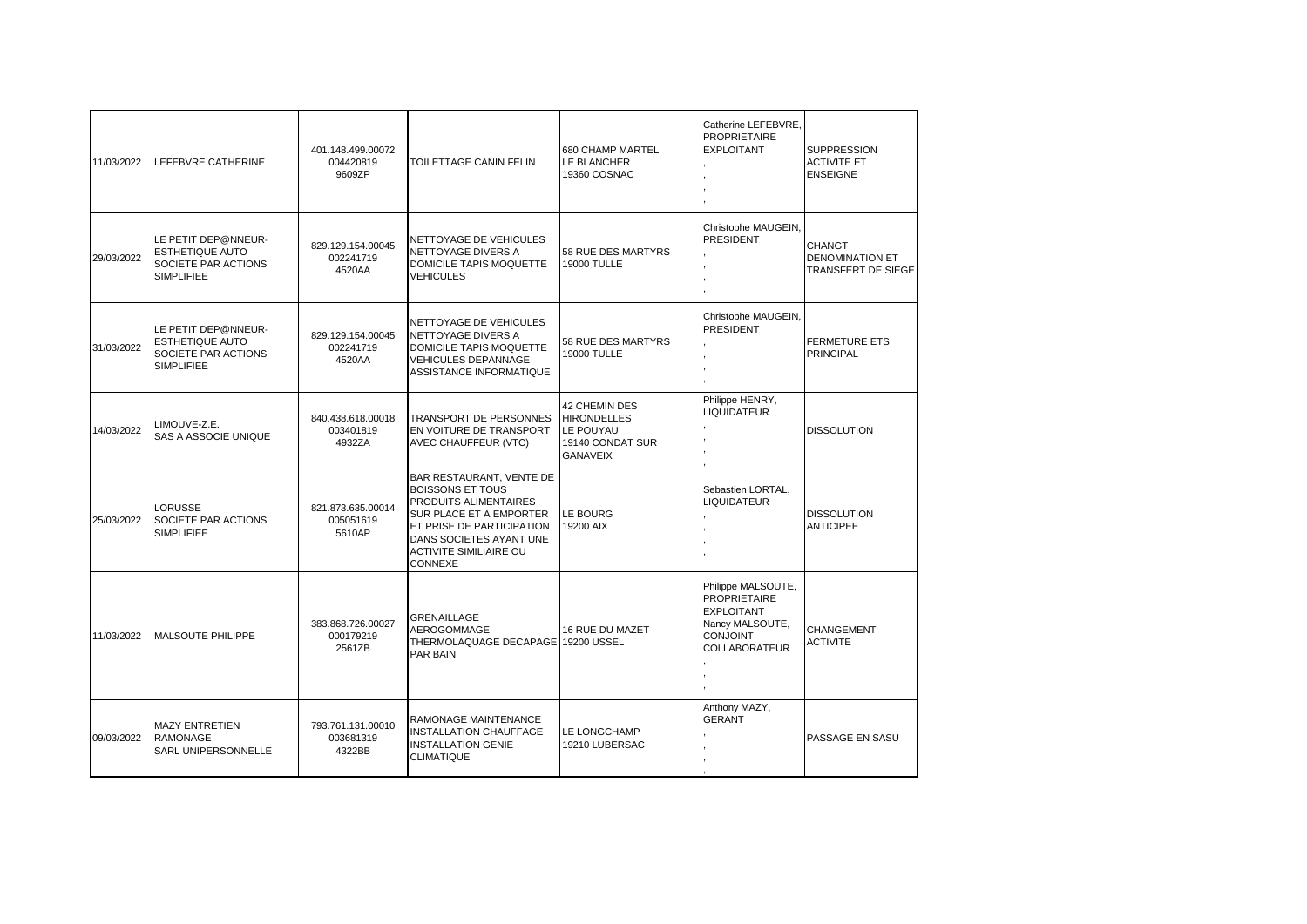| | | | | | | |
|---|---|---|---|---|---|---|
| 11/03/2022 | LEFEBVRE CATHERINE | 401.148.499.00072 004420819 9609ZP | TOILETTAGE CANIN FELIN | 680 CHAMP MARTEL LE BLANCHER 19360 COSNAC | Catherine LEFEBVRE, PROPRIETAIRE EXPLOITANT , , , | SUPPRESSION ACTIVITE ET ENSEIGNE |
| 29/03/2022 | LE PETIT DEP@NNEUR-ESTHETIQUE AUTO SOCIETE PAR ACTIONS SIMPLIFIEE | 829.129.154.00045 002241719 4520AA | NETTOYAGE DE VEHICULES NETTOYAGE DIVERS A DOMICILE TAPIS MOQUETTE VEHICULES | 58 RUE DES MARTYRS 19000 TULLE | Christophe MAUGEIN, PRESIDENT , , , | CHANGT DENOMINATION ET TRANSFERT DE SIEGE |
| 31/03/2022 | LE PETIT DEP@NNEUR-ESTHETIQUE AUTO SOCIETE PAR ACTIONS SIMPLIFIEE | 829.129.154.00045 002241719 4520AA | NETTOYAGE DE VEHICULES NETTOYAGE DIVERS A DOMICILE TAPIS MOQUETTE VEHICULES DEPANNAGE ASSISTANCE INFORMATIQUE | 58 RUE DES MARTYRS 19000 TULLE | Christophe MAUGEIN, PRESIDENT , , , | FERMETURE ETS PRINCIPAL |
| 14/03/2022 | LIMOUVE-Z.E. SAS A ASSOCIE UNIQUE | 840.438.618.00018 003401819 4932ZA | TRANSPORT DE PERSONNES EN VOITURE DE TRANSPORT AVEC CHAUFFEUR (VTC) | 42 CHEMIN DES HIRONDELLES LE POUYAU 19140 CONDAT SUR GANAVEIX | Philippe HENRY, LIQUIDATEUR , , , | DISSOLUTION |
| 25/03/2022 | LORUSSE SOCIETE PAR ACTIONS SIMPLIFIEE | 821.873.635.00014 005051619 5610AP | BAR RESTAURANT, VENTE DE BOISSONS ET TOUS PRODUITS ALIMENTAIRES SUR PLACE ET A EMPORTER ET PRISE DE PARTICIPATION DANS SOCIETES AYANT UNE ACTIVITE SIMILIAIRE OU CONNEXE | LE BOURG 19200 AIX | Sebastien LORTAL, LIQUIDATEUR , , , | DISSOLUTION ANTICIPEE |
| 11/03/2022 | MALSOUTE PHILIPPE | 383.868.726.00027 000179219 2561ZB | GRENAILLAGE AEROGOMMAGE THERMOLAQUAGE DECAPAGE PAR BAIN | 16 RUE DU MAZET 19200 USSEL | Philippe MALSOUTE, PROPRIETAIRE EXPLOITANT Nancy MALSOUTE, CONJOINT COLLABORATEUR , , | CHANGEMENT ACTIVITE |
| 09/03/2022 | MAZY ENTRETIEN RAMONAGE SARL UNIPERSONNELLE | 793.761.131.00010 003681319 4322BB | RAMONAGE MAINTENANCE INSTALLATION CHAUFFAGE INSTALLATION GENIE CLIMATIQUE | LE LONGCHAMP 19210 LUBERSAC | Anthony MAZY, GERANT , , , | PASSAGE EN SASU |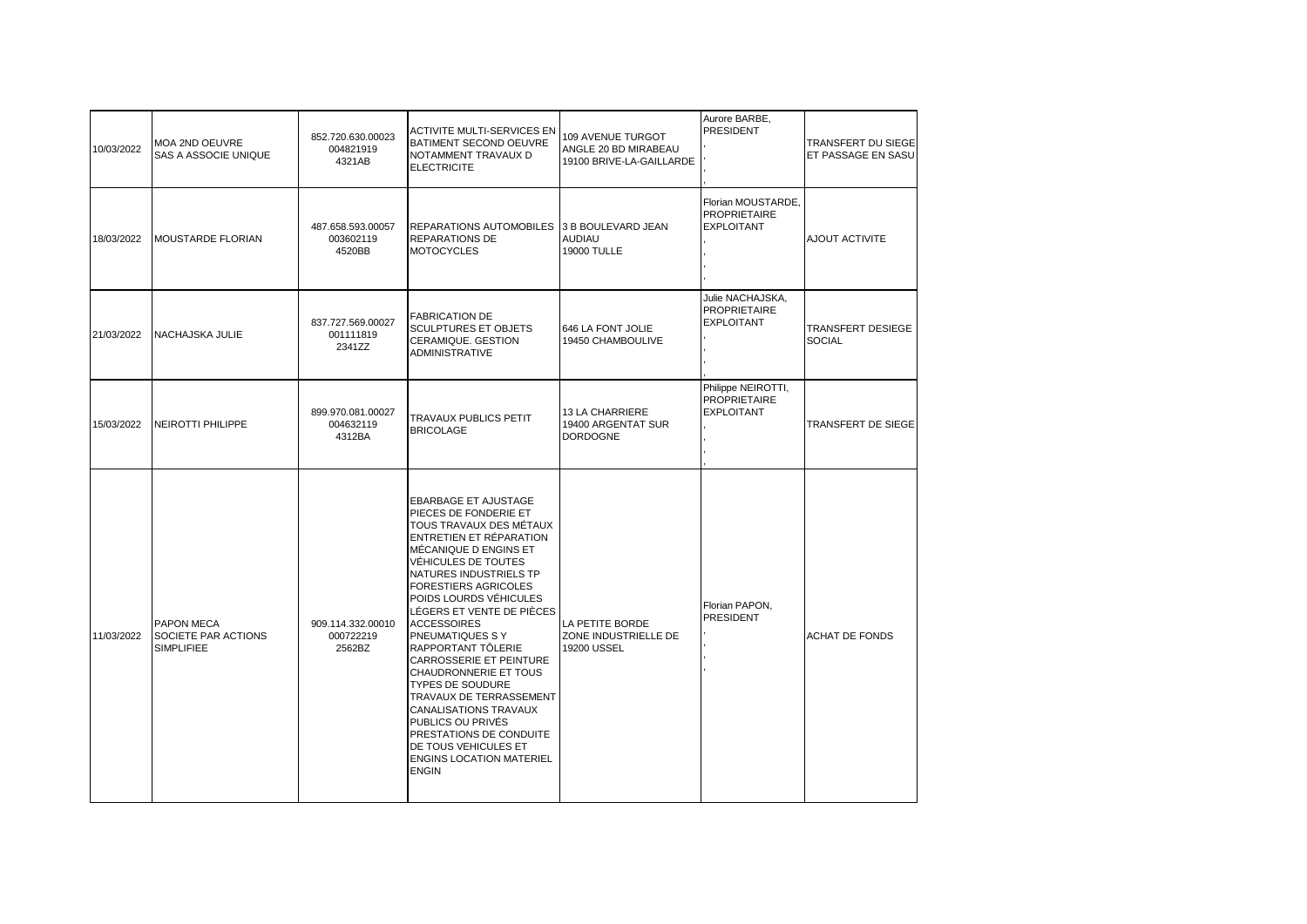| | | | | | | |
|---|---|---|---|---|---|---|
| 10/03/2022 | MOA 2ND OEUVRE SAS A ASSOCIE UNIQUE | 852.720.630.00023 004821919 4321AB | ACTIVITE MULTI-SERVICES EN BATIMENT SECOND OEUVRE NOTAMMENT TRAVAUX D ELECTRICITE | 109 AVENUE TURGOT ANGLE 20 BD MIRABEAU 19100 BRIVE-LA-GAILLARDE | Aurore BARBE, PRESIDENT , , | TRANSFERT DU SIEGE ET PASSAGE EN SASU |
| 18/03/2022 | MOUSTARDE FLORIAN | 487.658.593.00057 003602119 4520BB | REPARATIONS AUTOMOBILES REPARATIONS DE MOTOCYCLES | 3 B BOULEVARD JEAN AUDIAU 19000 TULLE | Florian MOUSTARDE, PROPRIETAIRE EXPLOITANT , , , | AJOUT ACTIVITE |
| 21/03/2022 | NACHAJSKA JULIE | 837.727.569.00027 001111819 2341ZZ | FABRICATION DE SCULPTURES ET OBJETS CERAMIQUE. GESTION ADMINISTRATIVE | 646 LA FONT JOLIE 19450 CHAMBOULIVE | Julie NACHAJSKA, PROPRIETAIRE EXPLOITANT , , , | TRANSFERT DESIEGE SOCIAL |
| 15/03/2022 | NEIROTTI PHILIPPE | 899.970.081.00027 004632119 4312BA | TRAVAUX PUBLICS PETIT BRICOLAGE | 13 LA CHARRIERE 19400 ARGENTAT SUR DORDOGNE | Philippe NEIROTTI, PROPRIETAIRE EXPLOITANT , , , | TRANSFERT DE SIEGE |
| 11/03/2022 | PAPON MECA SOCIETE PAR ACTIONS SIMPLIFIEE | 909.114.332.00010 000722219 2562BZ | EBARBAGE ET AJUSTAGE PIECES DE FONDERIE ET TOUS TRAVAUX DES MÉTAUX ENTRETIEN ET RÉPARATION MÉCANIQUE D ENGINS ET VÉHICULES DE TOUTES NATURES INDUSTRIELS TP FORESTIERS AGRICOLES POIDS LOURDS VÉHICULES LÉGERS ET VENTE DE PIÈCES ACCESSOIRES PNEUMATIQUES S Y RAPPORTANT TÔLERIE CARROSSERIE ET PEINTURE CHAUDRONNERIE ET TOUS TYPES DE SOUDURE TRAVAUX DE TERRASSEMENT CANALISATIONS TRAVAUX PUBLICS OU PRIVÉS PRESTATIONS DE CONDUITE DE TOUS VEHICULES ET ENGINS LOCATION MATERIEL ENGIN | LA PETITE BORDE ZONE INDUSTRIELLE DE 19200 USSEL | Florian PAPON, PRESIDENT , , , | ACHAT DE FONDS |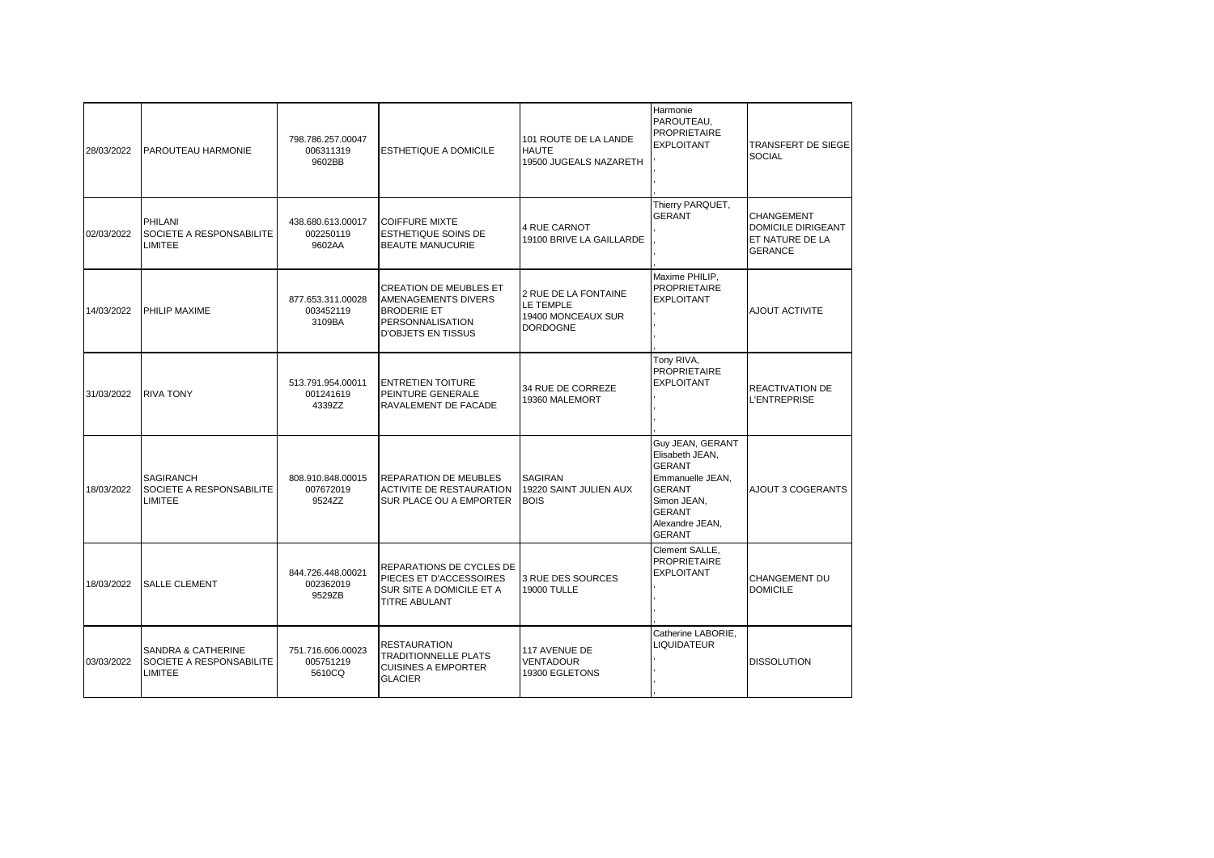| | | | | | | |
|---|---|---|---|---|---|---|
| 28/03/2022 | PAROUTEAU HARMONIE | 798.786.257.00047 006311319 9602BB | ESTHETIQUE A DOMICILE | 101 ROUTE DE LA LANDE HAUTE 19500 JUGEALS NAZARETH | Harmonie PAROUTEAU, PROPRIETAIRE EXPLOITANT , , , | TRANSFERT DE SIEGE SOCIAL |
| 02/03/2022 | PHILANI SOCIETE A RESPONSABILITE LIMITEE | 438.680.613.00017 002250119 9602AA | COIFFURE MIXTE ESTHETIQUE SOINS DE BEAUTE MANUCURIE | 4 RUE CARNOT 19100 BRIVE LA GAILLARDE | Thierry PARQUET, GERANT , , , | CHANGEMENT DOMICILE DIRIGEANT ET NATURE DE LA GERANCE |
| 14/03/2022 | PHILIP MAXIME | 877.653.311.00028 003452119 3109BA | CREATION DE MEUBLES ET AMENAGEMENTS DIVERS BRODERIE ET PERSONNALISATION D'OBJETS EN TISSUS | 2 RUE DE LA FONTAINE LE TEMPLE 19400 MONCEAUX SUR DORDOGNE | Maxime PHILIP, PROPRIETAIRE EXPLOITANT , , , | AJOUT ACTIVITE |
| 31/03/2022 | RIVA TONY | 513.791.954.00011 001241619 4339ZZ | ENTRETIEN TOITURE PEINTURE GENERALE RAVALEMENT DE FACADE | 34 RUE DE CORREZE 19360 MALEMORT | Tony RIVA, PROPRIETAIRE EXPLOITANT , , , | REACTIVATION DE L'ENTREPRISE |
| 18/03/2022 | SAGIRANCH SOCIETE A RESPONSABILITE LIMITEE | 808.910.848.00015 007672019 9524ZZ | REPARATION DE MEUBLES ACTIVITE DE RESTAURATION SUR PLACE OU A EMPORTER | SAGIRAN 19220 SAINT JULIEN AUX BOIS | Guy JEAN, GERANT Elisabeth JEAN, GERANT Emmanuelle JEAN, GERANT Simon JEAN, GERANT Alexandre JEAN, GERANT | AJOUT 3 COGERANTS |
| 18/03/2022 | SALLE CLEMENT | 844.726.448.00021 002362019 9529ZB | REPARATIONS DE CYCLES DE PIECES ET D'ACCESSOIRES SUR SITE A DOMICILE ET A TITRE ABULANT | 3 RUE DES SOURCES 19000 TULLE | Clement SALLE, PROPRIETAIRE EXPLOITANT , , , | CHANGEMENT DU DOMICILE |
| 03/03/2022 | SANDRA & CATHERINE SOCIETE A RESPONSABILITE LIMITEE | 751.716.606.00023 005751219 5610CQ | RESTAURATION TRADITIONNELLE PLATS CUISINES A EMPORTER GLACIER | 117 AVENUE DE VENTADOUR 19300 EGLETONS | Catherine LABORIE, LIQUIDATEUR , , , | DISSOLUTION |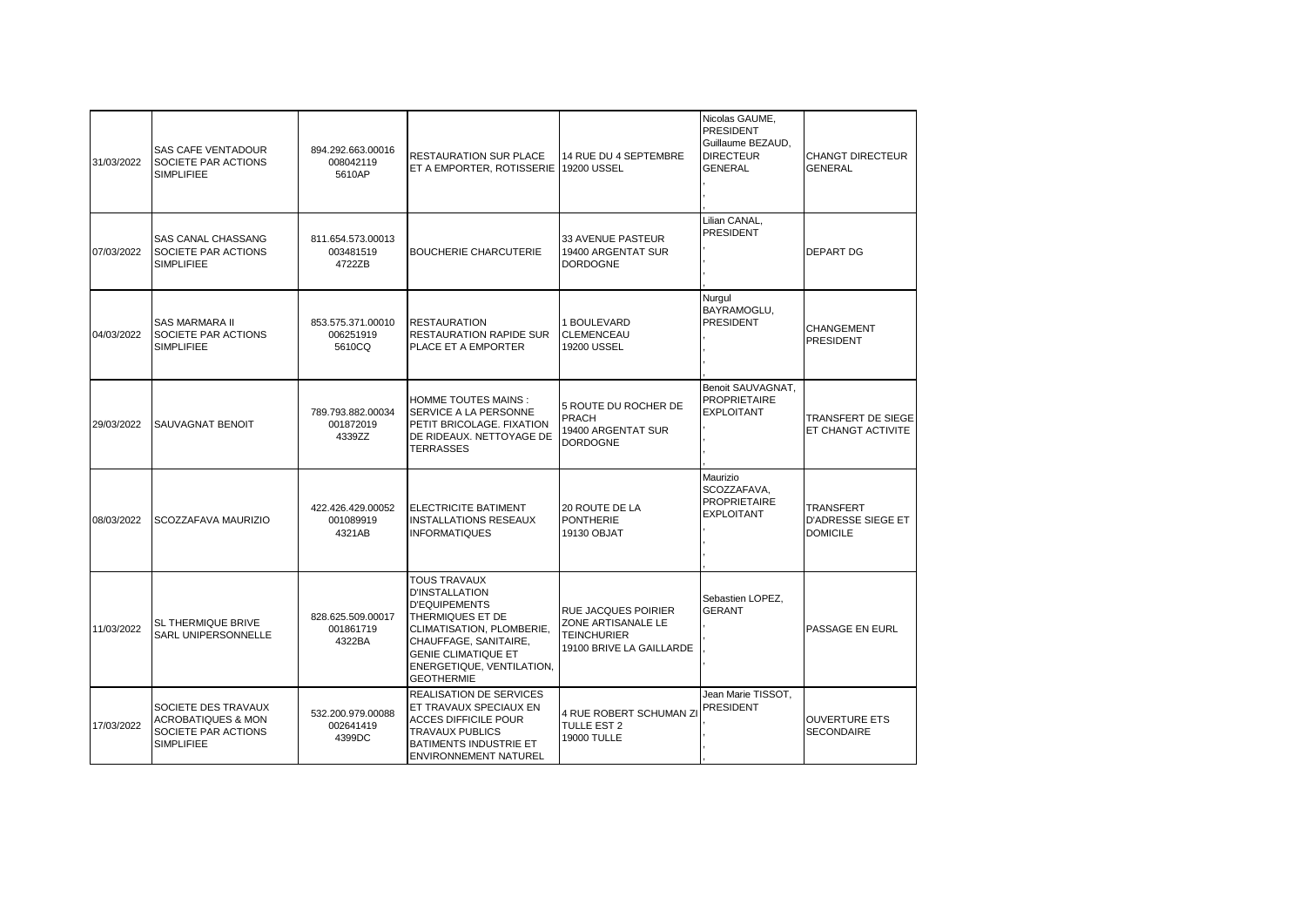| | | | | | | |
|---|---|---|---|---|---|---|
| 31/03/2022 | SAS CAFE VENTADOUR SOCIETE PAR ACTIONS SIMPLIFIEE | 894.292.663.00016 008042119 5610AP | RESTAURATION SUR PLACE ET A EMPORTER, ROTISSERIE | 14 RUE DU 4 SEPTEMBRE 19200 USSEL | Nicolas GAUME, PRESIDENT Guillaume BEZAUD, DIRECTEUR GENERAL , , | CHANGT DIRECTEUR GENERAL |
| 07/03/2022 | SAS CANAL CHASSANG SOCIETE PAR ACTIONS SIMPLIFIEE | 811.654.573.00013 003481519 4722ZB | BOUCHERIE CHARCUTERIE | 33 AVENUE PASTEUR 19400 ARGENTAT SUR DORDOGNE | Lilian CANAL, PRESIDENT , , , | DEPART DG |
| 04/03/2022 | SAS MARMARA II SOCIETE PAR ACTIONS SIMPLIFIEE | 853.575.371.00010 006251919 5610CQ | RESTAURATION RESTAURATION RAPIDE SUR PLACE ET A EMPORTER | 1 BOULEVARD CLEMENCEAU 19200 USSEL | Nurgul BAYRAMOGLU, PRESIDENT , , , | CHANGEMENT PRESIDENT |
| 29/03/2022 | SAUVAGNAT BENOIT | 789.793.882.00034 001872019 4339ZZ | HOMME TOUTES MAINS : SERVICE A LA PERSONNE PETIT BRICOLAGE. FIXATION DE RIDEAUX. NETTOYAGE DE TERRASSES | 5 ROUTE DU ROCHER DE PRACH 19400 ARGENTAT SUR DORDOGNE | Benoit SAUVAGNAT, PROPRIETAIRE EXPLOITANT , , , | TRANSFERT DE SIEGE ET CHANGT ACTIVITE |
| 08/03/2022 | SCOZZAFAVA MAURIZIO | 422.426.429.00052 001089919 4321AB | ELECTRICITE BATIMENT INSTALLATIONS RESEAUX INFORMATIQUES | 20 ROUTE DE LA PONTHERIE 19130 OBJAT | Maurizio SCOZZAFAVA, PROPRIETAIRE EXPLOITANT , , , | TRANSFERT D'ADRESSE SIEGE ET DOMICILE |
| 11/03/2022 | SL THERMIQUE BRIVE SARL UNIPERSONNELLE | 828.625.509.00017 001861719 4322BA | TOUS TRAVAUX D'INSTALLATION D'EQUIPEMENTS THERMIQUES ET DE CLIMATISATION, PLOMBERIE, CHAUFFAGE, SANITAIRE, GENIE CLIMATIQUE ET ENERGETIQUE, VENTILATION, GEOTHERMIE | RUE JACQUES POIRIER ZONE ARTISANALE LE TEINCHURIER 19100 BRIVE LA GAILLARDE | Sebastien LOPEZ, GERANT , , , | PASSAGE EN EURL |
| 17/03/2022 | SOCIETE DES TRAVAUX ACROBATIQUES & MON SOCIETE PAR ACTIONS SIMPLIFIEE | 532.200.979.00088 002641419 4399DC | REALISATION DE SERVICES ET TRAVAUX SPECIAUX EN ACCES DIFFICILE POUR TRAVAUX PUBLICS BATIMENTS INDUSTRIE ET ENVIRONNEMENT NATUREL | 4 RUE ROBERT SCHUMAN ZI TULLE EST 2 19000 TULLE | Jean Marie TISSOT, PRESIDENT , , , | OUVERTURE ETS SECONDAIRE |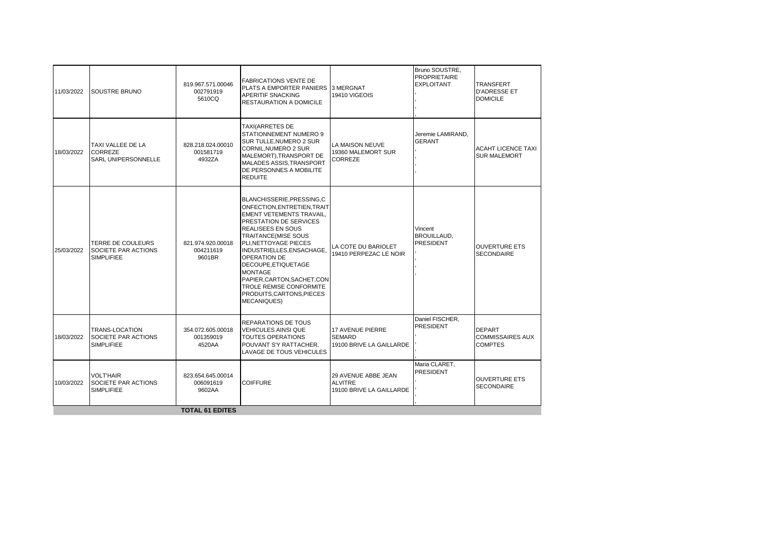| | | | | | | |
|---|---|---|---|---|---|---|
| 11/03/2022 | SOUSTRE BRUNO | 819.967.571.00046 002791919 5610CQ | FABRICATIONS VENTE DE PLATS A EMPORTER PANIERS APERITIF SNACKING RESTAURATION A DOMICILE | 3 MERGNAT 19410 VIGEOIS | Bruno SOUSTRE, PROPRIETAIRE EXPLOITANT , , , | TRANSFERT D'ADRESSE ET DOMICILE |
| 18/03/2022 | TAXI VALLEE DE LA CORREZE SARL UNIPERSONNELLE | 828.218.024.00010 001581719 4932ZA | TAXI(ARRETES DE STATIONNEMENT NUMERO 9 SUR TULLE,NUMERO 2 SUR CORNIL,NUMERO 2 SUR MALEMORT),TRANSPORT DE MALADES ASSIS,TRANSPORT DE PERSONNES A MOBILITE REDUITE | LA MAISON NEUVE 19360 MALEMORT SUR CORREZE | Jeremie LAMIRAND, GERANT , , , | ACAHT LICENCE TAXI SUR MALEMORT |
| 25/03/2022 | TERRE DE COULEURS SOCIETE PAR ACTIONS SIMPLIFIEE | 821.974.920.00018 004211619 9601BR | BLANCHISSERIE,PRESSING,CONFECTION,ENTRETIEN,TRAITEMENT VETEMENTS TRAVAIL, PRESTATION DE SERVICES REALISEES EN SOUS TRAITANCE(MISE SOUS PLI,NETTOYAGE PIECES INDUSTRIELLES,ENSACHAGE, OPERATION DE DECOUPE,ETIQUETAGE MONTAGE PAPIER,CARTON,SACHET,CONTROLE REMISE CONFORMITE PRODUITS,CARTONS,PIECES MECANIQUES) | LA COTE DU BARIOLET 19410 PERPEZAC LE NOIR | Vincent BROUILLAUD, PRESIDENT , , , | OUVERTURE ETS SECONDAIRE |
| 18/03/2022 | TRANS-LOCATION SOCIETE PAR ACTIONS SIMPLIFIEE | 354.072.605.00018 001359019 4520AA | REPARATIONS DE TOUS VEHICULES AINSI QUE TOUTES OPERATIONS POUVANT S'Y RATTACHER, LAVAGE DE TOUS VEHICULES | 17 AVENUE PIERRE SEMARD 19100 BRIVE LA GAILLARDE | Daniel FISCHER, PRESIDENT , , , | DEPART COMMISSAIRES AUX COMPTES |
| 10/03/2022 | VOLT'HAIR SOCIETE PAR ACTIONS SIMPLIFIEE | 823.654.645.00014 006091619 9602AA | COIFFURE | 29 AVENUE ABBE JEAN ALVITRE 19100 BRIVE LA GAILLARDE | Maria CLARET, PRESIDENT , , , | OUVERTURE ETS SECONDAIRE |
| | | **TOTAL 61 EDITES** | | | | |